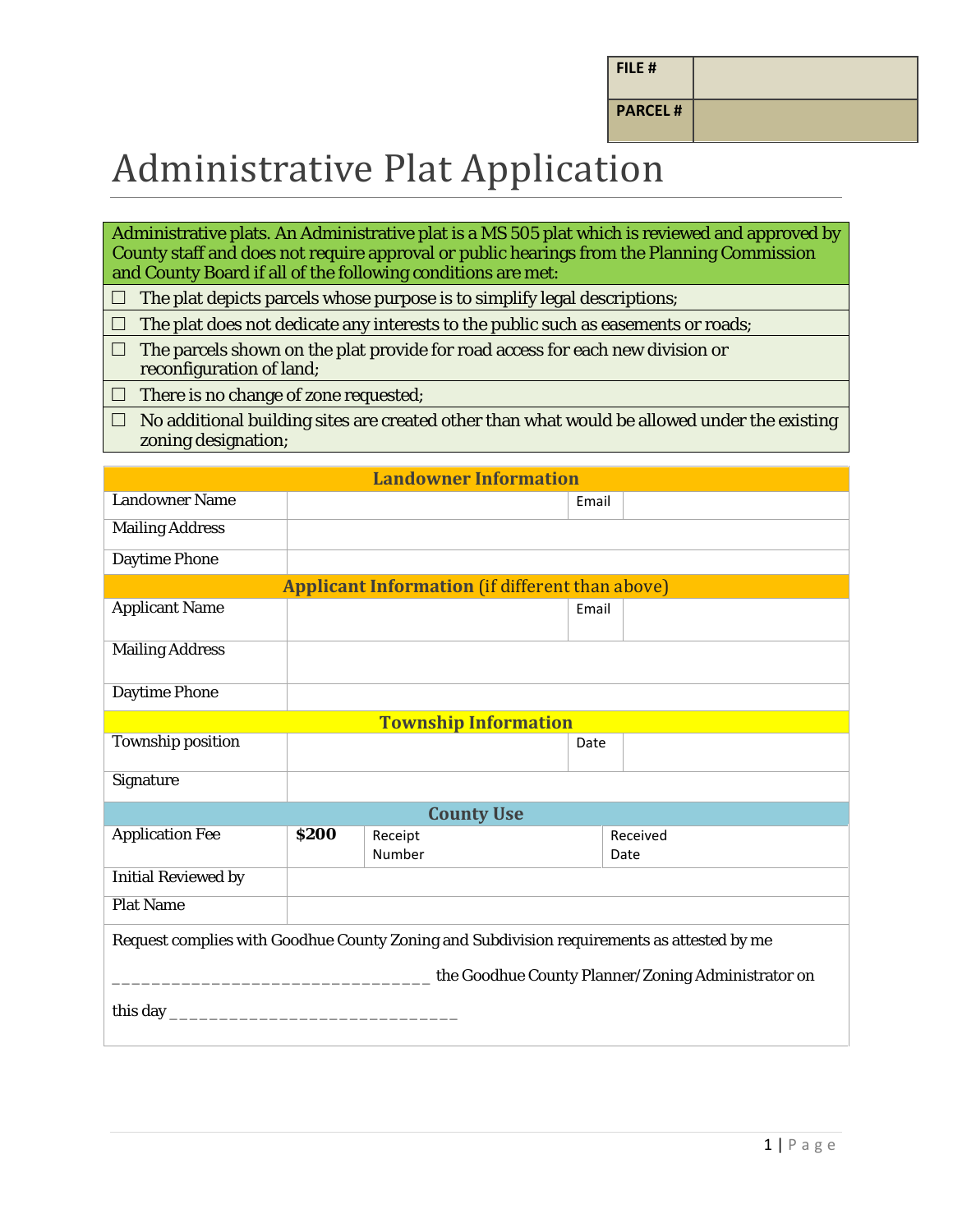| FILE # | |
|---|---|
| PARCEL # | |

# Administrative Plat Application

Administrative plats. An Administrative plat is a MS 505 plat which is reviewed and approved by County staff and does not require approval or public hearings from the Planning Commission and County Board if all of the following conditions are met:

- ☐ The plat depicts parcels whose purpose is to simplify legal descriptions;
- ☐ The plat does not dedicate any interests to the public such as easements or roads;
- ☐ The parcels shown on the plat provide for road access for each new division or reconfiguration of land;
- ☐ There is no change of zone requested;
- ☐ No additional building sites are created other than what would be allowed under the existing zoning designation;

| **Landowner Information** | | | |
|---|---|---|---|
| Landowner Name | | Email | |
| Mailing Address | | | |
| Daytime Phone | | | |
| **Applicant Information** (if different than above) | | | |
| Applicant Name | | Email | |
| Mailing Address | | | |
| Daytime Phone | | | |
| **Township Information** | | | |
| Township position | | Date | |
| Signature | | | |

| **County Use** | | | |
|---|---|---|---|
| Application Fee | **$200** | Receipt Number | Received Date |
| Initial Reviewed by | | | |
| Plat Name | | | |

Request complies with Goodhue County Zoning and Subdivision requirements as attested by me

________________________________ the Goodhue County Planner/Zoning Administrator on

this day _____________________________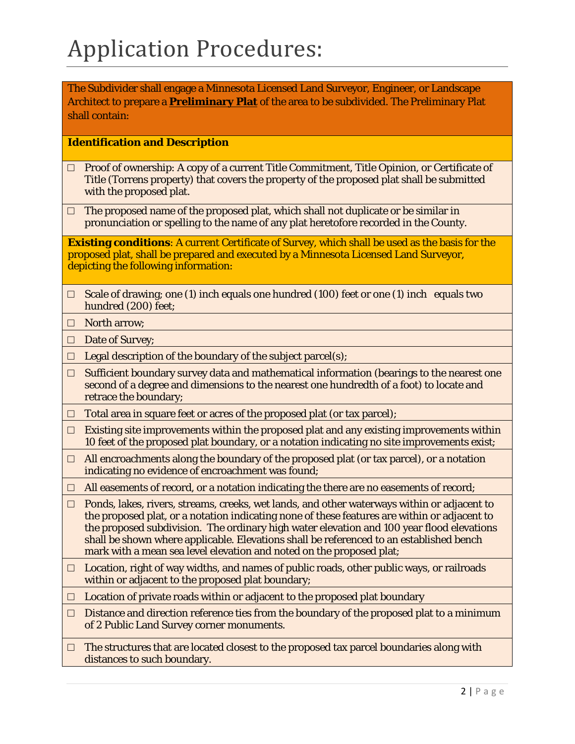# Application Procedures:

The Subdivider shall engage a Minnesota Licensed Land Surveyor, Engineer, or Landscape Architect to prepare a **Preliminary Plat** of the area to be subdivided. The Preliminary Plat shall contain:

**Identification and Description**

- ☐ Proof of ownership: A copy of a current Title Commitment, Title Opinion, or Certificate of Title (Torrens property) that covers the property of the proposed plat shall be submitted with the proposed plat.
- ☐ The proposed name of the proposed plat, which shall not duplicate or be similar in pronunciation or spelling to the name of any plat heretofore recorded in the County.

**Existing conditions**: A current Certificate of Survey, which shall be used as the basis for the proposed plat, shall be prepared and executed by a Minnesota Licensed Land Surveyor, depicting the following information:

- ☐ Scale of drawing; one (1) inch equals one hundred (100) feet or one (1) inch equals two hundred (200) feet;
- ☐ North arrow;
- ☐ Date of Survey;
- ☐ Legal description of the boundary of the subject parcel(s);
- ☐ Sufficient boundary survey data and mathematical information (bearings to the nearest one second of a degree and dimensions to the nearest one hundredth of a foot) to locate and retrace the boundary;
- ☐ Total area in square feet or acres of the proposed plat (or tax parcel);
- ☐ Existing site improvements within the proposed plat and any existing improvements within 10 feet of the proposed plat boundary, or a notation indicating no site improvements exist;
- ☐ All encroachments along the boundary of the proposed plat (or tax parcel), or a notation indicating no evidence of encroachment was found;
- ☐ All easements of record, or a notation indicating the there are no easements of record;
- ☐ Ponds, lakes, rivers, streams, creeks, wet lands, and other waterways within or adjacent to the proposed plat, or a notation indicating none of these features are within or adjacent to the proposed subdivision. The ordinary high water elevation and 100 year flood elevations shall be shown where applicable. Elevations shall be referenced to an established bench mark with a mean sea level elevation and noted on the proposed plat;
- ☐ Location, right of way widths, and names of public roads, other public ways, or railroads within or adjacent to the proposed plat boundary;
- ☐ Location of private roads within or adjacent to the proposed plat boundary
- ☐ Distance and direction reference ties from the boundary of the proposed plat to a minimum of 2 Public Land Survey corner monuments.
- ☐ The structures that are located closest to the proposed tax parcel boundaries along with distances to such boundary.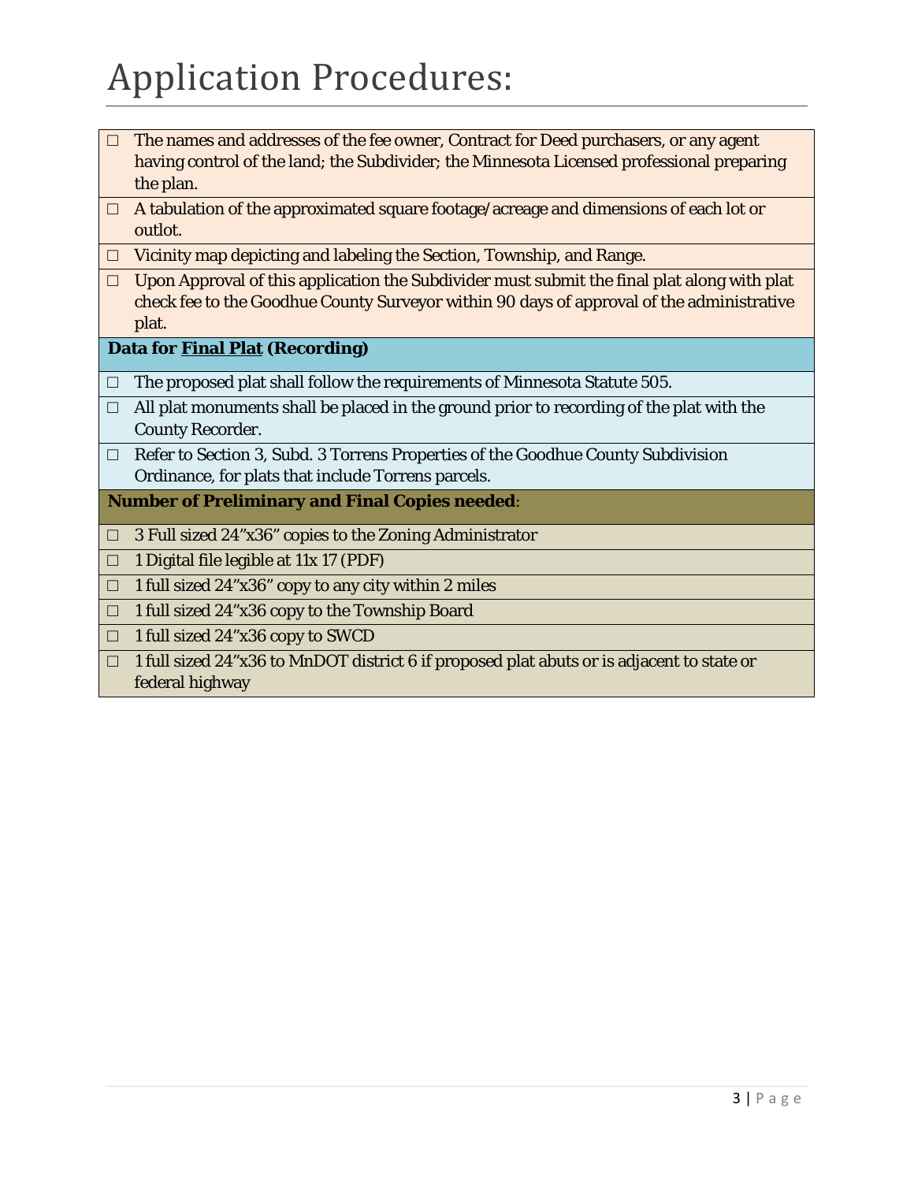# Application Procedures:

- ☐ The names and addresses of the fee owner, Contract for Deed purchasers, or any agent having control of the land; the Subdivider; the Minnesota Licensed professional preparing the plan.
- ☐ A tabulation of the approximated square footage/acreage and dimensions of each lot or outlot.
- ☐ Vicinity map depicting and labeling the Section, Township, and Range.
- ☐ Upon Approval of this application the Subdivider must submit the final plat along with plat check fee to the Goodhue County Surveyor within 90 days of approval of the administrative plat.

**Data for Final Plat (Recording)**

- ☐ The proposed plat shall follow the requirements of Minnesota Statute 505.
- ☐ All plat monuments shall be placed in the ground prior to recording of the plat with the County Recorder.
- ☐ Refer to Section 3, Subd. 3 Torrens Properties of the Goodhue County Subdivision Ordinance, for plats that include Torrens parcels.

**Number of Preliminary and Final Copies needed**:

- ☐ 3 Full sized 24"x36" copies to the Zoning Administrator
- ☐ 1 Digital file legible at 11x 17 (PDF)
- ☐ 1 full sized 24"x36" copy to any city within 2 miles
- ☐ 1 full sized 24"x36 copy to the Township Board
- ☐ 1 full sized 24"x36 copy to SWCD
- ☐ 1 full sized 24"x36 to MnDOT district 6 if proposed plat abuts or is adjacent to state or federal highway